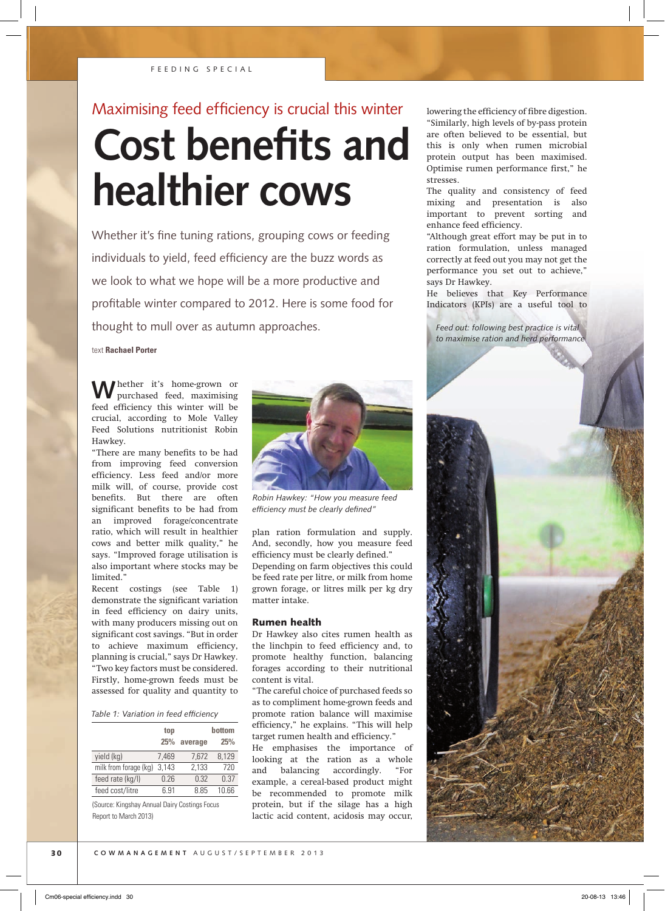FEEDING SPECIAL

## Maximising feed efficiency is crucial this winter

# Cost benefits and healthier cows

Whether it's fine tuning rations, grouping cows or feeding individuals to yield, feed efficiency are the buzz words as we look to what we hope will be a more productive and profitable winter compared to 2012. Here is some food for thought to mull over as autumn approaches.

text **Rachael Porter**

Whether it's home-grown or purchased feed, maximising feed efficiency this winter will be crucial, according to Mole Valley Feed Solutions nutritionist Robin Hawkey.

"There are many benefits to be had from improving feed conversion efficiency. Less feed and/or more milk will, of course, provide cost benefits. But there are often significant benefits to be had from an improved forage/concentrate ratio, which will result in healthier cows and better milk quality," he says. "Improved forage utilisation is also important where stocks may be limited."

Recent costings (see Table 1) demonstrate the significant variation in feed efficiency on dairy units, with many producers missing out on significant cost savings. "But in order to achieve maximum efficiency, planning is crucial," says Dr Hawkey. "Two key factors must be considered. Firstly, home-grown feeds must be assessed for quality and quantity to plan ration formulation and supply. And, secondly, how you measure feed efficiency must be clearly defined."

*Table 1: Variation in feed efficiency*

| | top 25% | average | bottom 25% |
|---|---|---|---|
| yield (kg) | 7,469 | 7,672 | 8,129 |
| milk from forage (kg) | 3,143 | 2,133 | 720 |
| feed rate (kg/l) | 0.26 | 0.32 | 0.37 |
| feed cost/litre | 6.91 | 8.85 | 10.66 |

(Source: Kingshay Annual Dairy Costings Focus Report to March 2013)

*Robin Hawkey: "How you measure feed efficiency must be clearly defined"*

Depending on farm objectives this could be feed rate per litre, or milk from home grown forage, or litres milk per kg dry matter intake.

### Rumen health

Dr Hawkey also cites rumen health as the linchpin to feed efficiency and, to promote healthy function, balancing forages according to their nutritional content is vital.

"The careful choice of purchased feeds so as to compliment home-grown feeds and promote ration balance will maximise efficiency," he explains. "This will help target rumen health and efficiency."

He emphasises the importance of looking at the ration as a whole and balancing accordingly. "For example, a cereal-based product might be recommended to promote milk protein, but if the silage has a high lactic acid content, acidosis may occur, lowering the efficiency of fibre digestion. "Similarly, high levels of by-pass protein are often believed to be essential, but this is only when rumen microbial protein output has been maximised. Optimise rumen performance first," he stresses.

The quality and consistency of feed mixing and presentation is also important to prevent sorting and enhance feed efficiency.

"Although great effort may be put in to ration formulation, unless managed correctly at feed out you may not get the performance you set out to achieve," says Dr Hawkey.

He believes that Key Performance Indicators (KPIs) are a useful tool to

*Feed out: following best practice is vital to maximise ration and herd performance*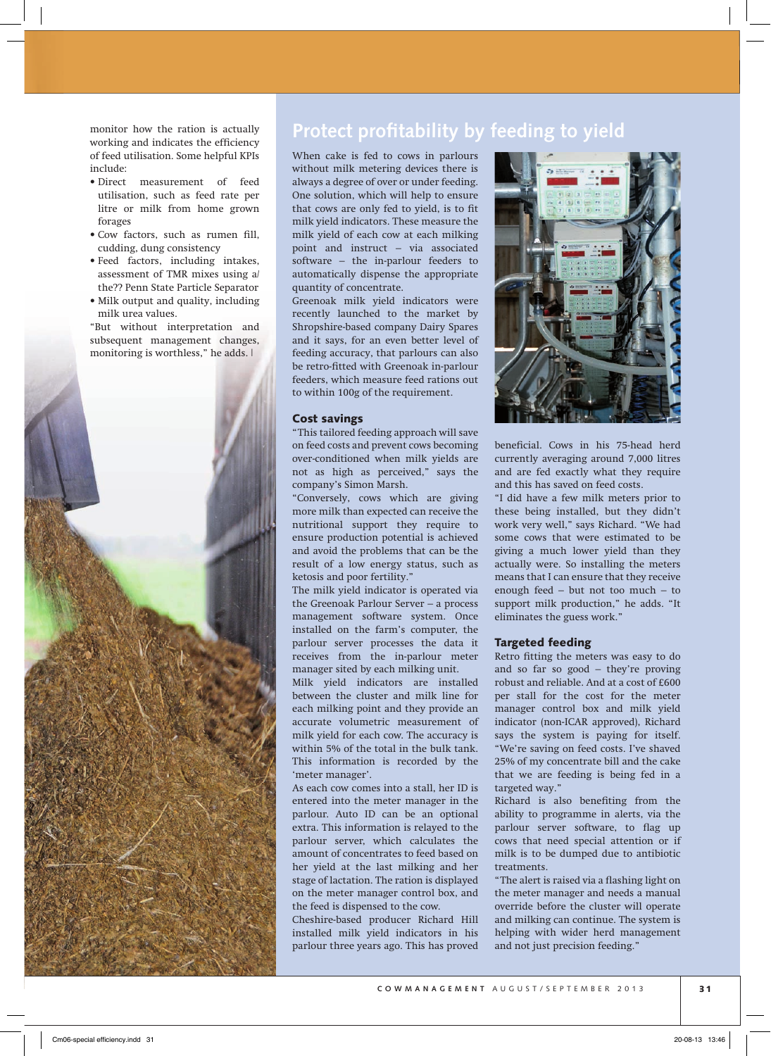monitor how the ration is actually working and indicates the efficiency of feed utilisation. Some helpful KPIs include:

- Direct measurement of feed utilisation, such as feed rate per litre or milk from home grown forages
- Cow factors, such as rumen fill, cudding, dung consistency
- Feed factors, including intakes, assessment of TMR mixes using a/the?? Penn State Particle Separator
- Milk output and quality, including milk urea values.

"But without interpretation and subsequent management changes, monitoring is worthless," he adds. |

## Protect profitability by feeding to yield

When cake is fed to cows in parlours without milk metering devices there is always a degree of over or under feeding. One solution, which will help to ensure that cows are only fed to yield, is to fit milk yield indicators. These measure the milk yield of each cow at each milking point and instruct – via associated software – the in-parlour feeders to automatically dispense the appropriate quantity of concentrate.

Greenoak milk yield indicators were recently launched to the market by Shropshire-based company Dairy Spares and it says, for an even better level of feeding accuracy, that parlours can also be retro-fitted with Greenoak in-parlour feeders, which measure feed rations out to within 100g of the requirement.

### Cost savings

"This tailored feeding approach will save on feed costs and prevent cows becoming over-conditioned when milk yields are not as high as perceived," says the company's Simon Marsh.

"Conversely, cows which are giving more milk than expected can receive the nutritional support they require to ensure production potential is achieved and avoid the problems that can be the result of a low energy status, such as ketosis and poor fertility."

The milk yield indicator is operated via the Greenoak Parlour Server – a process management software system. Once installed on the farm's computer, the parlour server processes the data it receives from the in-parlour meter manager sited by each milking unit.

Milk yield indicators are installed between the cluster and milk line for each milking point and they provide an accurate volumetric measurement of milk yield for each cow. The accuracy is within 5% of the total in the bulk tank. This information is recorded by the 'meter manager'.

As each cow comes into a stall, her ID is entered into the meter manager in the parlour. Auto ID can be an optional extra. This information is relayed to the parlour server, which calculates the amount of concentrates to feed based on her yield at the last milking and her stage of lactation. The ration is displayed on the meter manager control box, and the feed is dispensed to the cow.

Cheshire-based producer Richard Hill installed milk yield indicators in his parlour three years ago. This has proved beneficial. Cows in his 75-head herd currently averaging around 7,000 litres and are fed exactly what they require and this has saved on feed costs.

"I did have a few milk meters prior to these being installed, but they didn't work very well," says Richard. "We had some cows that were estimated to be giving a much lower yield than they actually were. So installing the meters means that I can ensure that they receive enough feed – but not too much – to support milk production," he adds. "It eliminates the guess work."

### Targeted feeding

Retro fitting the meters was easy to do and so far so good – they're proving robust and reliable. And at a cost of £600 per stall for the cost for the meter manager control box and milk yield indicator (non-ICAR approved), Richard says the system is paying for itself. "We're saving on feed costs. I've shaved 25% of my concentrate bill and the cake that we are feeding is being fed in a targeted way."

Richard is also benefiting from the ability to programme in alerts, via the parlour server software, to flag up cows that need special attention or if milk is to be dumped due to antibiotic treatments.

"The alert is raised via a flashing light on the meter manager and needs a manual override before the cluster will operate and milking can continue. The system is helping with wider herd management and not just precision feeding."